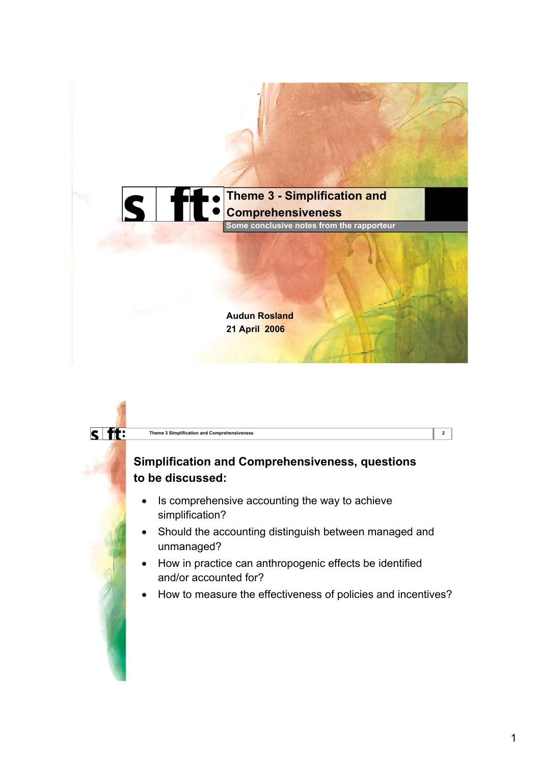# Theme 3 - Simplification and Comprehensiveness

Some conclusive notes from the rapporteur

**Audun Rosland**
**21 April 2006**

## Simplification and Comprehensiveness, questions to be discussed:

- Is comprehensive accounting the way to achieve simplification?
- Should the accounting distinguish between managed and unmanaged?
- How in practice can anthropogenic effects be identified and/or accounted for?
- How to measure the effectiveness of policies and incentives?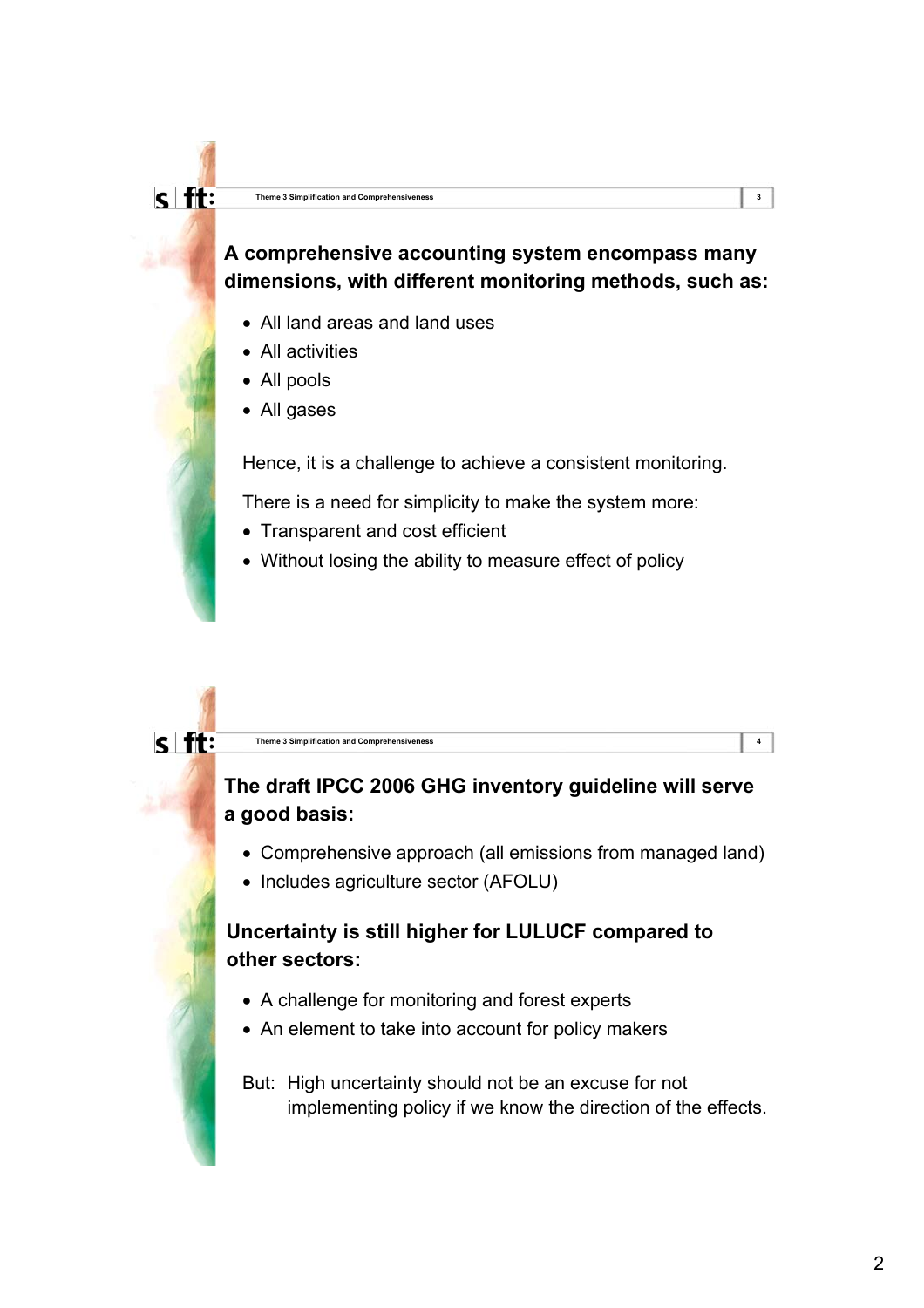## A comprehensive accounting system encompass many dimensions, with different monitoring methods, such as:

- All land areas and land uses
- All activities
- All pools
- All gases

Hence, it is a challenge to achieve a consistent monitoring.

There is a need for simplicity to make the system more:

- Transparent and cost efficient
- Without losing the ability to measure effect of policy

## The draft IPCC 2006 GHG inventory guideline will serve a good basis:

- Comprehensive approach (all emissions from managed land)
- Includes agriculture sector (AFOLU)

## Uncertainty is still higher for LULUCF compared to other sectors:

- A challenge for monitoring and forest experts
- An element to take into account for policy makers

But: High uncertainty should not be an excuse for not implementing policy if we know the direction of the effects.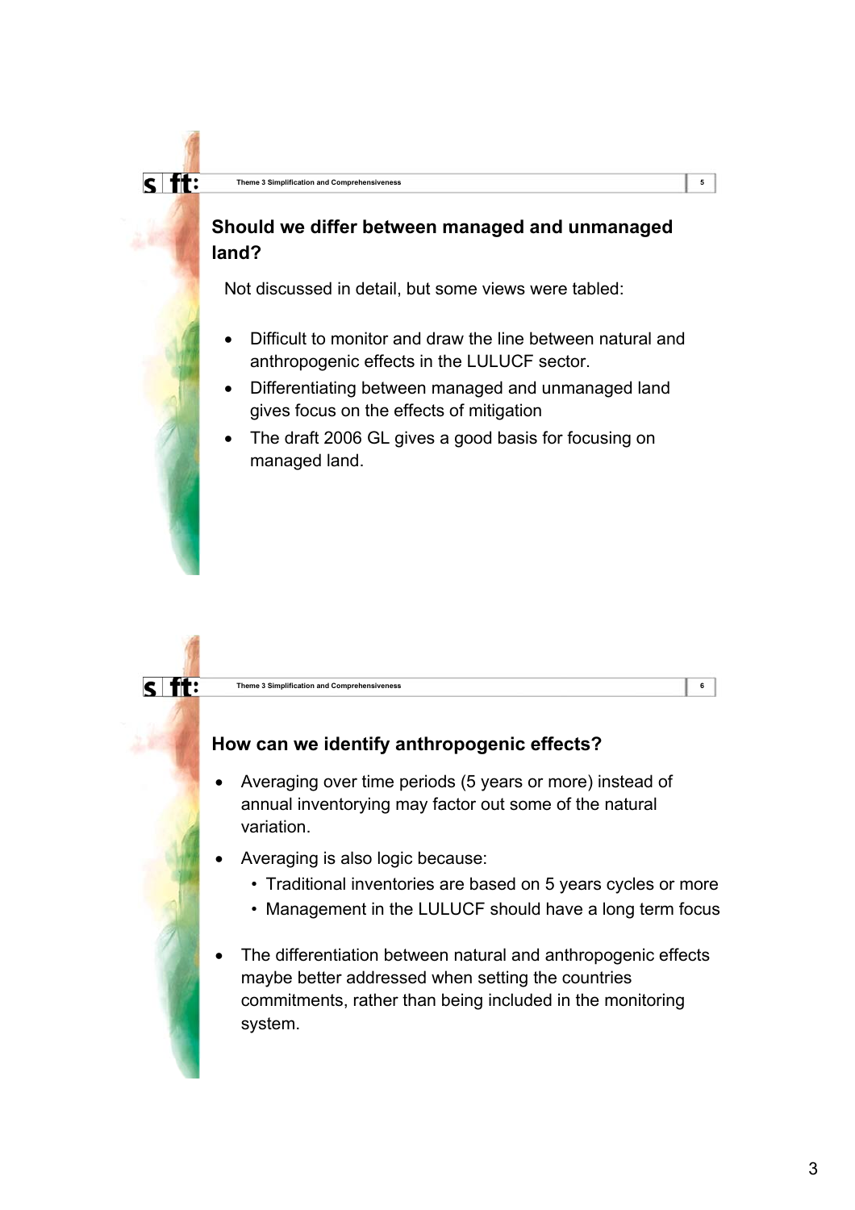## Should we differ between managed and unmanaged land?

Not discussed in detail, but some views were tabled:

- Difficult to monitor and draw the line between natural and anthropogenic effects in the LULUCF sector.
- Differentiating between managed and unmanaged land gives focus on the effects of mitigation
- The draft 2006 GL gives a good basis for focusing on managed land.

## How can we identify anthropogenic effects?

- Averaging over time periods (5 years or more) instead of annual inventorying may factor out some of the natural variation.
- Averaging is also logic because:
  - Traditional inventories are based on 5 years cycles or more
  - Management in the LULUCF should have a long term focus
- The differentiation between natural and anthropogenic effects maybe better addressed when setting the countries commitments, rather than being included in the monitoring system.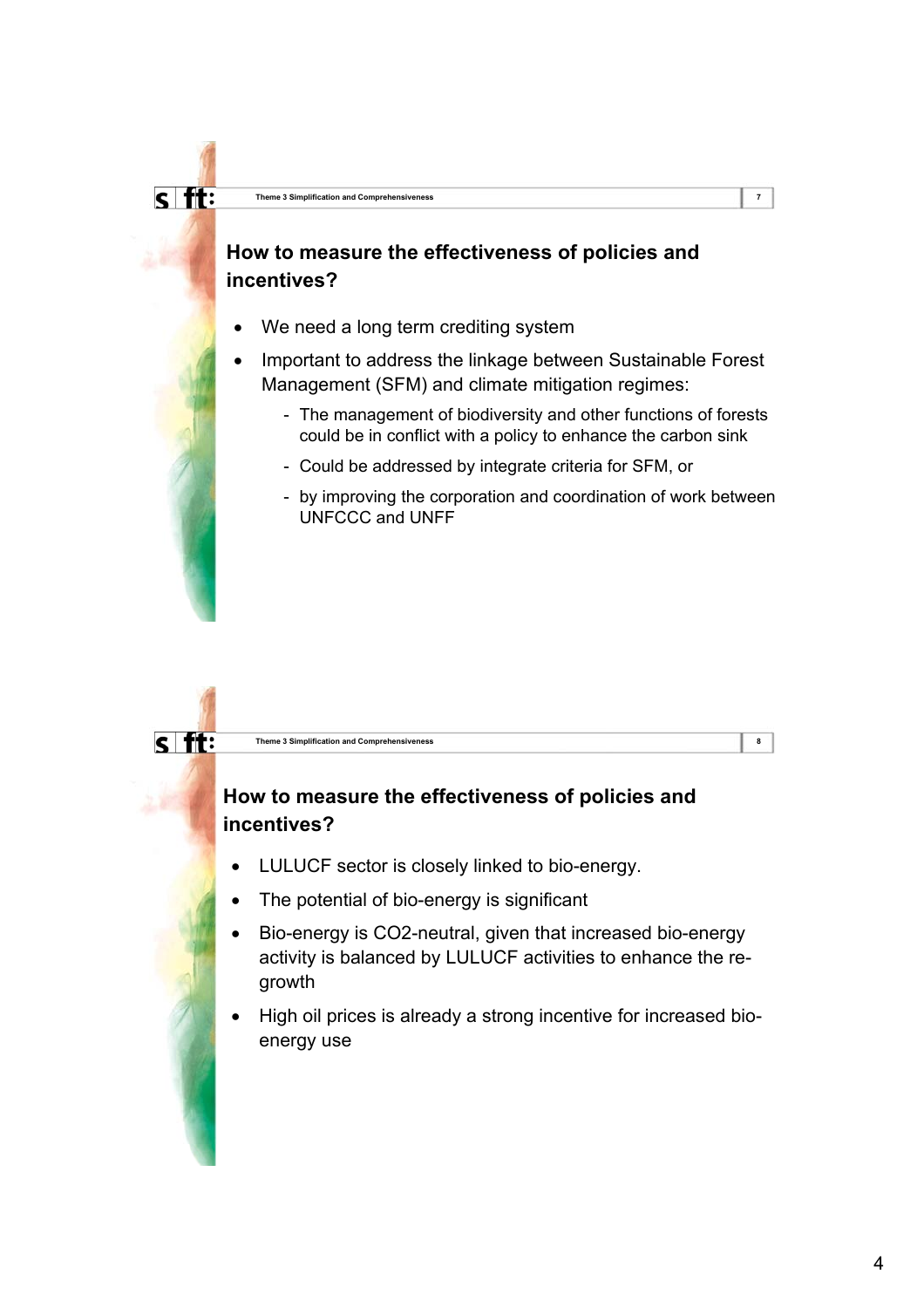## How to measure the effectiveness of policies and incentives?

- We need a long term crediting system
- Important to address the linkage between Sustainable Forest Management (SFM) and climate mitigation regimes:
  - The management of biodiversity and other functions of forests could be in conflict with a policy to enhance the carbon sink
  - Could be addressed by integrate criteria for SFM, or
  - by improving the corporation and coordination of work between UNFCCC and UNFF

## How to measure the effectiveness of policies and incentives?

- LULUCF sector is closely linked to bio-energy.
- The potential of bio-energy is significant
- Bio-energy is $CO_2$-neutral, given that increased bio-energy activity is balanced by LULUCF activities to enhance the re-growth
- High oil prices is already a strong incentive for increased bio-energy use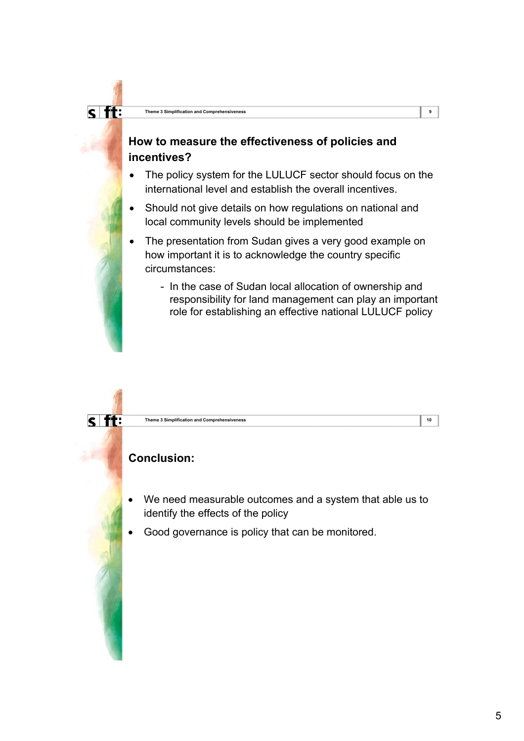## How to measure the effectiveness of policies and incentives?

- The policy system for the LULUCF sector should focus on the international level and establish the overall incentives.
- Should not give details on how regulations on national and local community levels should be implemented
- The presentation from Sudan gives a very good example on how important it is to acknowledge the country specific circumstances:
  - In the case of Sudan local allocation of ownership and responsibility for land management can play an important role for establishing an effective national LULUCF policy

## Conclusion:

- We need measurable outcomes and a system that able us to identify the effects of the policy
- Good governance is policy that can be monitored.